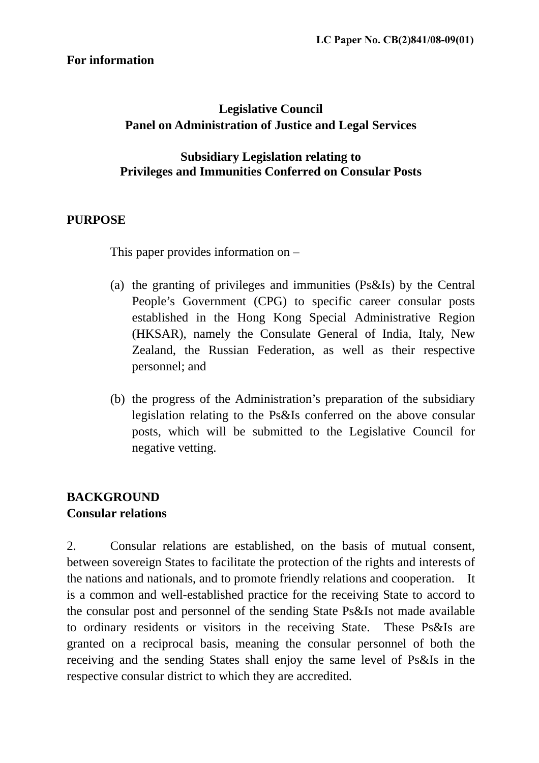LC Paper No. CB(2)841/08-09(01)

**For information**

# Legislative Council
## Panel on Administration of Justice and Legal Services

## Subsidiary Legislation relating to Privileges and Immunities Conferred on Consular Posts

### PURPOSE

This paper provides information on –

(a) the granting of privileges and immunities (Ps&Is) by the Central People's Government (CPG) to specific career consular posts established in the Hong Kong Special Administrative Region (HKSAR), namely the Consulate General of India, Italy, New Zealand, the Russian Federation, as well as their respective personnel; and

(b) the progress of the Administration's preparation of the subsidiary legislation relating to the Ps&Is conferred on the above consular posts, which will be submitted to the Legislative Council for negative vetting.

### BACKGROUND
**Consular relations**

2. Consular relations are established, on the basis of mutual consent, between sovereign States to facilitate the protection of the rights and interests of the nations and nationals, and to promote friendly relations and cooperation. It is a common and well-established practice for the receiving State to accord to the consular post and personnel of the sending State Ps&Is not made available to ordinary residents or visitors in the receiving State. These Ps&Is are granted on a reciprocal basis, meaning the consular personnel of both the receiving and the sending States shall enjoy the same level of Ps&Is in the respective consular district to which they are accredited.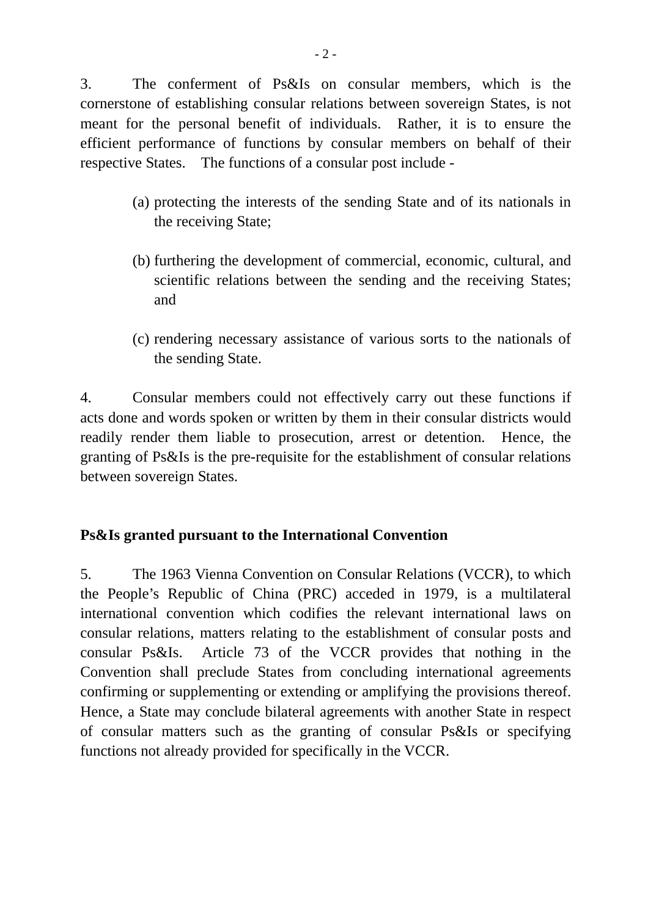3. The conferment of Ps&Is on consular members, which is the cornerstone of establishing consular relations between sovereign States, is not meant for the personal benefit of individuals. Rather, it is to ensure the efficient performance of functions by consular members on behalf of their respective States. The functions of a consular post include -

(a) protecting the interests of the sending State and of its nationals in the receiving State;

(b) furthering the development of commercial, economic, cultural, and scientific relations between the sending and the receiving States; and

(c) rendering necessary assistance of various sorts to the nationals of the sending State.

4. Consular members could not effectively carry out these functions if acts done and words spoken or written by them in their consular districts would readily render them liable to prosecution, arrest or detention. Hence, the granting of Ps&Is is the pre-requisite for the establishment of consular relations between sovereign States.

**Ps&Is granted pursuant to the International Convention**

5. The 1963 Vienna Convention on Consular Relations (VCCR), to which the People's Republic of China (PRC) acceded in 1979, is a multilateral international convention which codifies the relevant international laws on consular relations, matters relating to the establishment of consular posts and consular Ps&Is. Article 73 of the VCCR provides that nothing in the Convention shall preclude States from concluding international agreements confirming or supplementing or extending or amplifying the provisions thereof. Hence, a State may conclude bilateral agreements with another State in respect of consular matters such as the granting of consular Ps&Is or specifying functions not already provided for specifically in the VCCR.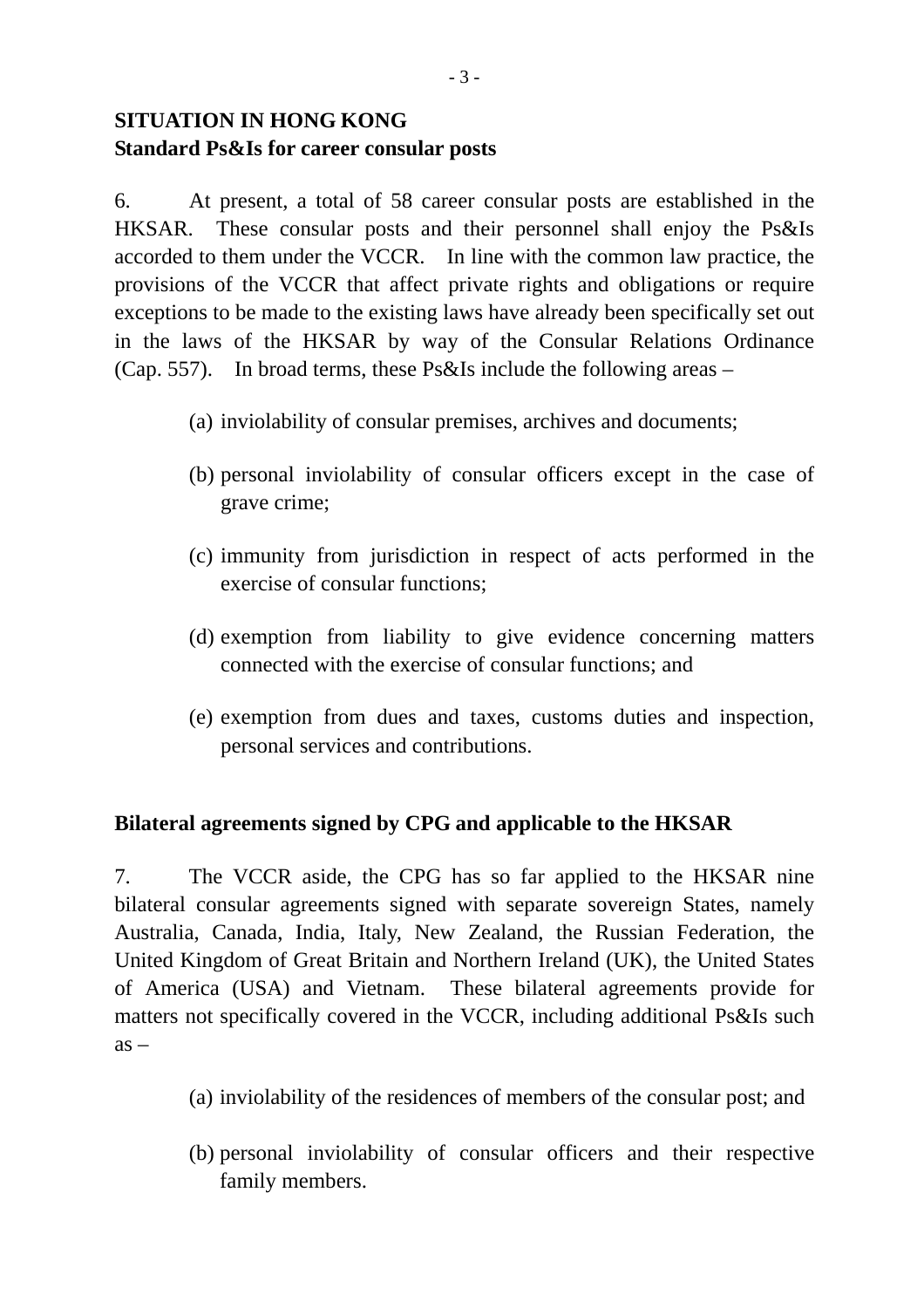**SITUATION IN HONG KONG**
**Standard Ps&Is for career consular posts**

6. At present, a total of 58 career consular posts are established in the HKSAR. These consular posts and their personnel shall enjoy the Ps&Is accorded to them under the VCCR. In line with the common law practice, the provisions of the VCCR that affect private rights and obligations or require exceptions to be made to the existing laws have already been specifically set out in the laws of the HKSAR by way of the Consular Relations Ordinance (Cap. 557). In broad terms, these Ps&Is include the following areas –

(a) inviolability of consular premises, archives and documents;

(b) personal inviolability of consular officers except in the case of grave crime;

(c) immunity from jurisdiction in respect of acts performed in the exercise of consular functions;

(d) exemption from liability to give evidence concerning matters connected with the exercise of consular functions; and

(e) exemption from dues and taxes, customs duties and inspection, personal services and contributions.

**Bilateral agreements signed by CPG and applicable to the HKSAR**

7. The VCCR aside, the CPG has so far applied to the HKSAR nine bilateral consular agreements signed with separate sovereign States, namely Australia, Canada, India, Italy, New Zealand, the Russian Federation, the United Kingdom of Great Britain and Northern Ireland (UK), the United States of America (USA) and Vietnam. These bilateral agreements provide for matters not specifically covered in the VCCR, including additional Ps&Is such as –

(a) inviolability of the residences of members of the consular post; and

(b) personal inviolability of consular officers and their respective family members.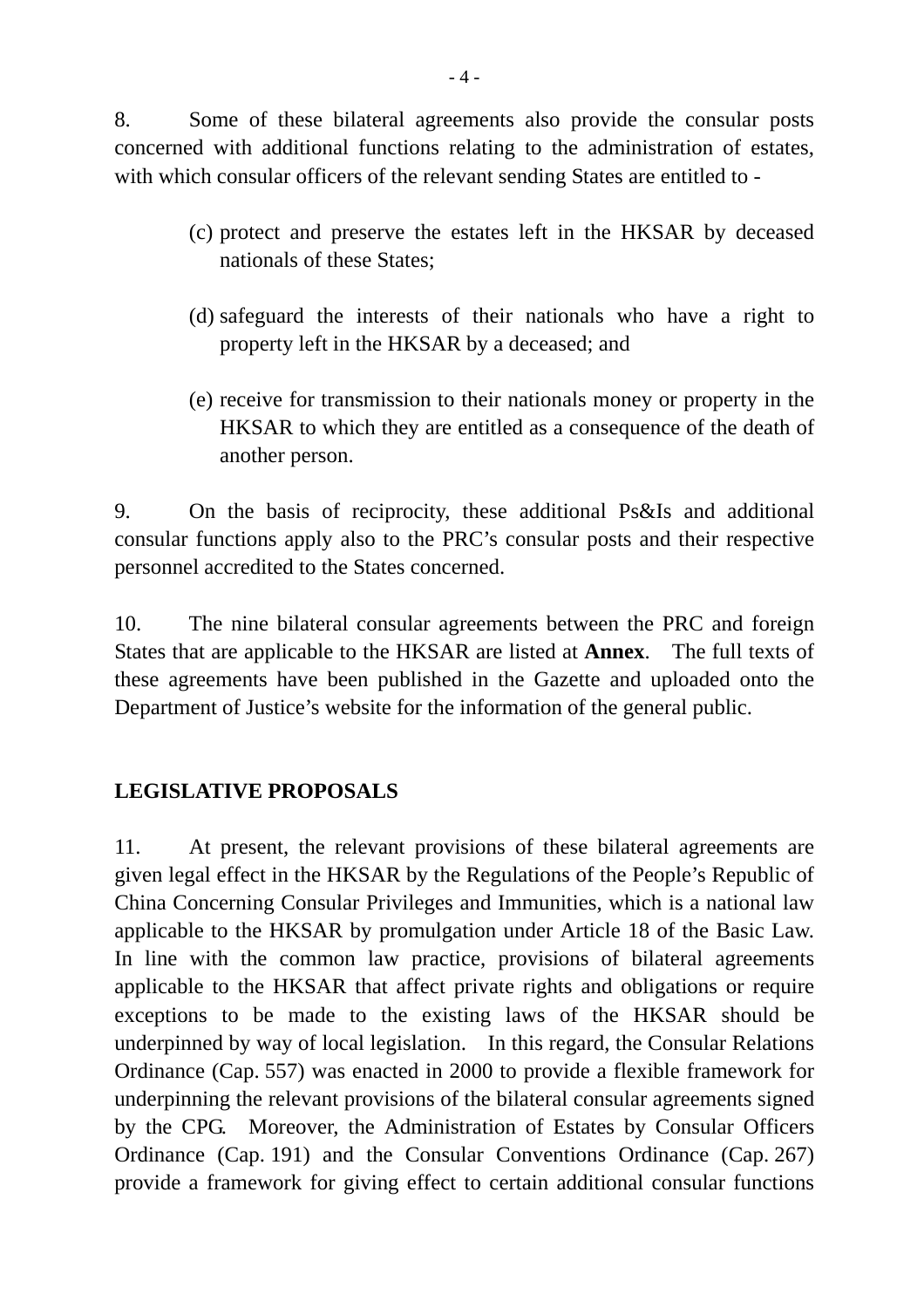8. Some of these bilateral agreements also provide the consular posts concerned with additional functions relating to the administration of estates, with which consular officers of the relevant sending States are entitled to -

(c) protect and preserve the estates left in the HKSAR by deceased nationals of these States;

(d) safeguard the interests of their nationals who have a right to property left in the HKSAR by a deceased; and

(e) receive for transmission to their nationals money or property in the HKSAR to which they are entitled as a consequence of the death of another person.

9. On the basis of reciprocity, these additional Ps&Is and additional consular functions apply also to the PRC's consular posts and their respective personnel accredited to the States concerned.

10. The nine bilateral consular agreements between the PRC and foreign States that are applicable to the HKSAR are listed at **Annex**. The full texts of these agreements have been published in the Gazette and uploaded onto the Department of Justice's website for the information of the general public.

## LEGISLATIVE PROPOSALS

11. At present, the relevant provisions of these bilateral agreements are given legal effect in the HKSAR by the Regulations of the People's Republic of China Concerning Consular Privileges and Immunities, which is a national law applicable to the HKSAR by promulgation under Article 18 of the Basic Law. In line with the common law practice, provisions of bilateral agreements applicable to the HKSAR that affect private rights and obligations or require exceptions to be made to the existing laws of the HKSAR should be underpinned by way of local legislation. In this regard, the Consular Relations Ordinance (Cap. 557) was enacted in 2000 to provide a flexible framework for underpinning the relevant provisions of the bilateral consular agreements signed by the CPG. Moreover, the Administration of Estates by Consular Officers Ordinance (Cap. 191) and the Consular Conventions Ordinance (Cap. 267) provide a framework for giving effect to certain additional consular functions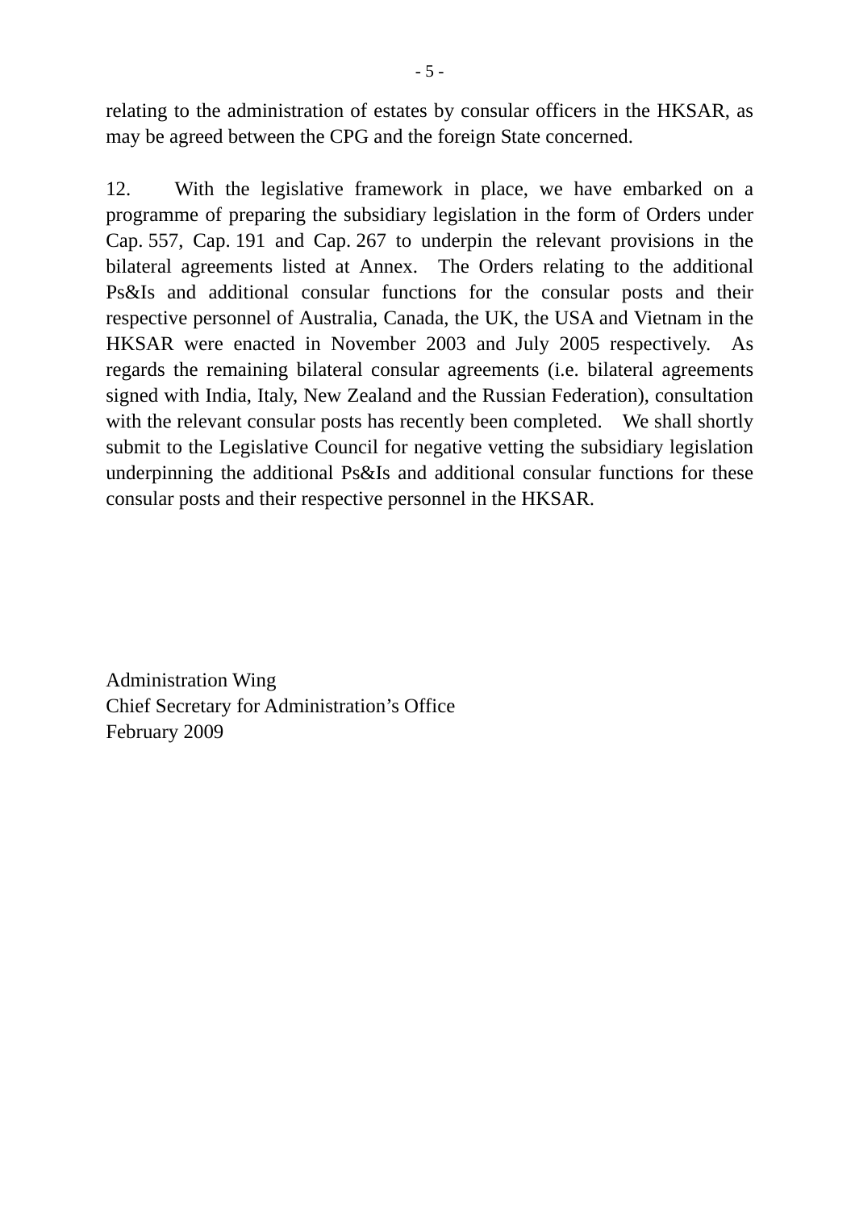relating to the administration of estates by consular officers in the HKSAR, as may be agreed between the CPG and the foreign State concerned.

12. With the legislative framework in place, we have embarked on a programme of preparing the subsidiary legislation in the form of Orders under Cap. 557, Cap. 191 and Cap. 267 to underpin the relevant provisions in the bilateral agreements listed at Annex. The Orders relating to the additional Ps&Is and additional consular functions for the consular posts and their respective personnel of Australia, Canada, the UK, the USA and Vietnam in the HKSAR were enacted in November 2003 and July 2005 respectively. As regards the remaining bilateral consular agreements (i.e. bilateral agreements signed with India, Italy, New Zealand and the Russian Federation), consultation with the relevant consular posts has recently been completed. We shall shortly submit to the Legislative Council for negative vetting the subsidiary legislation underpinning the additional Ps&Is and additional consular functions for these consular posts and their respective personnel in the HKSAR.

Administration Wing  
Chief Secretary for Administration's Office  
February 2009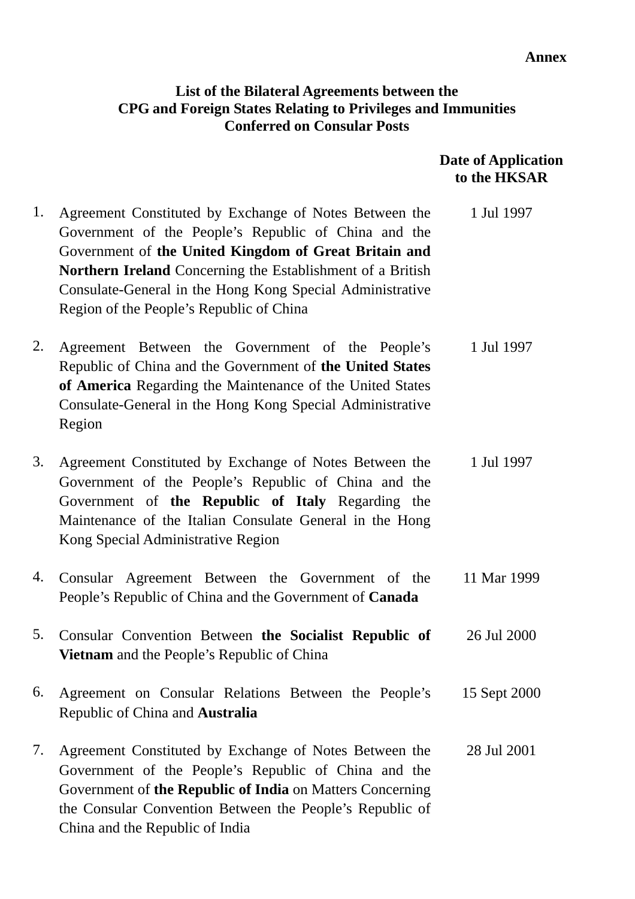**Annex**

**List of the Bilateral Agreements between the CPG and Foreign States Relating to Privileges and Immunities Conferred on Consular Posts**

| | | **Date of Application to the HKSAR** |
|---|---|---|
| 1. | Agreement Constituted by Exchange of Notes Between the Government of the People's Republic of China and the Government of **the United Kingdom of Great Britain and Northern Ireland** Concerning the Establishment of a British Consulate-General in the Hong Kong Special Administrative Region of the People's Republic of China | 1 Jul 1997 |
| 2. | Agreement Between the Government of the People's Republic of China and the Government of **the United States of America** Regarding the Maintenance of the United States Consulate-General in the Hong Kong Special Administrative Region | 1 Jul 1997 |
| 3. | Agreement Constituted by Exchange of Notes Between the Government of the People's Republic of China and the Government of **the Republic of Italy** Regarding the Maintenance of the Italian Consulate General in the Hong Kong Special Administrative Region | 1 Jul 1997 |
| 4. | Consular Agreement Between the Government of the People's Republic of China and the Government of **Canada** | 11 Mar 1999 |
| 5. | Consular Convention Between **the Socialist Republic of Vietnam** and the People's Republic of China | 26 Jul 2000 |
| 6. | Agreement on Consular Relations Between the People's Republic of China and **Australia** | 15 Sept 2000 |
| 7. | Agreement Constituted by Exchange of Notes Between the Government of the People's Republic of China and the Government of **the Republic of India** on Matters Concerning the Consular Convention Between the People's Republic of China and the Republic of India | 28 Jul 2001 |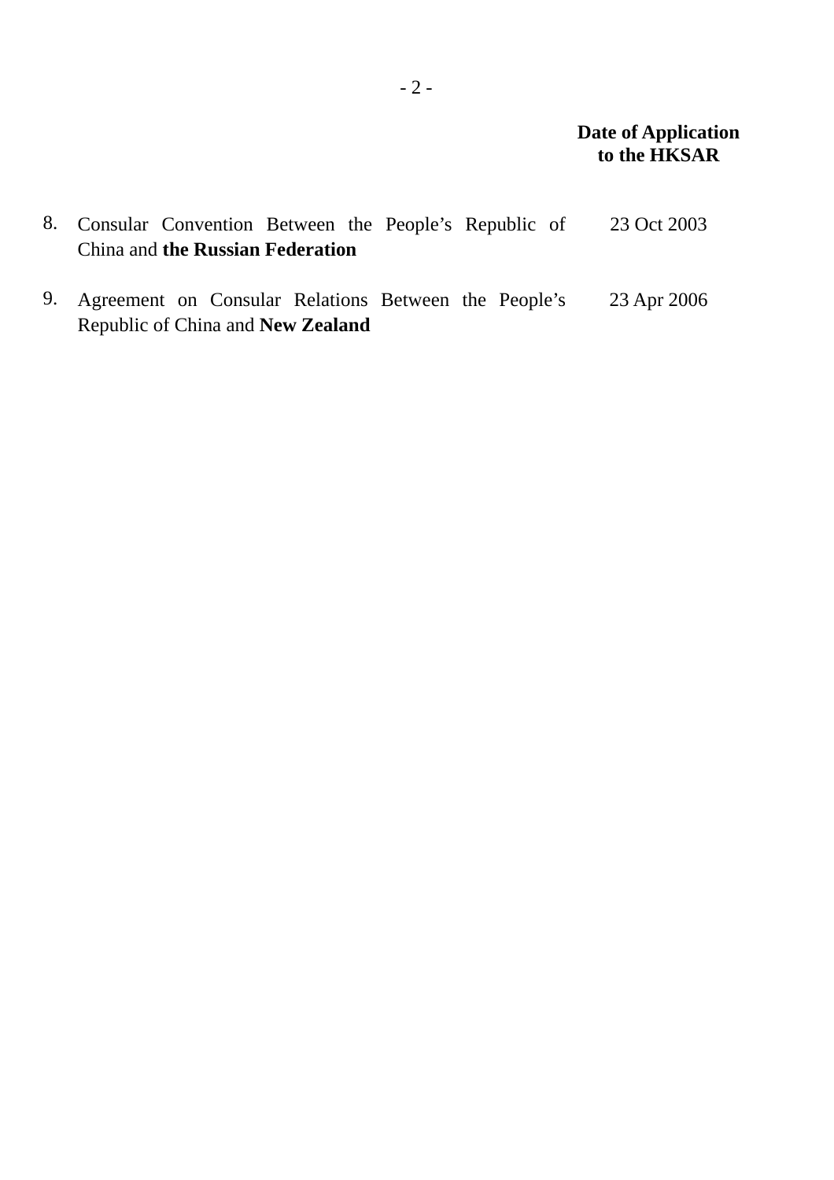| | | Date of Application to the HKSAR |
|---|---|---|
| 8. | Consular Convention Between the People's Republic of China and **the Russian Federation** | 23 Oct 2003 |
| 9. | Agreement on Consular Relations Between the People's Republic of China and **New Zealand** | 23 Apr 2006 |